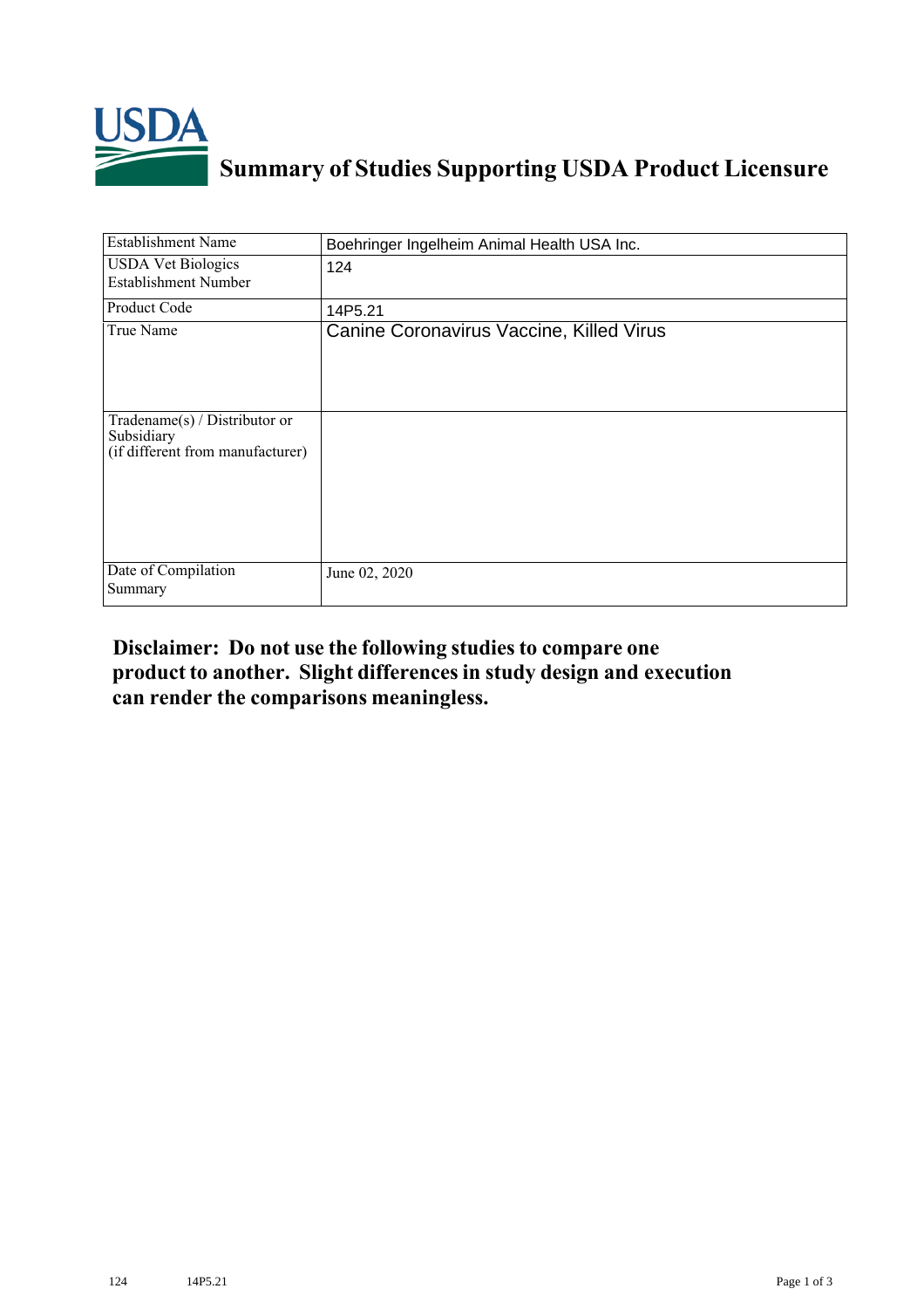# Summary of Studies Supporting USDA Product Licensure

| | |
|---|---|
| Establishment Name | Boehringer Ingelheim Animal Health USA Inc. |
| USDA Vet Biologics Establishment Number | 124 |
| Product Code | 14P5.21 |
| True Name | Canine Coronavirus Vaccine, Killed Virus |
| Tradename(s) / Distributor or Subsidiary (if different from manufacturer) | |
| Date of Compilation Summary | June 02, 2020 |

**Disclaimer: Do not use the following studies to compare one product to another. Slight differences in study design and execution can render the comparisons meaningless.**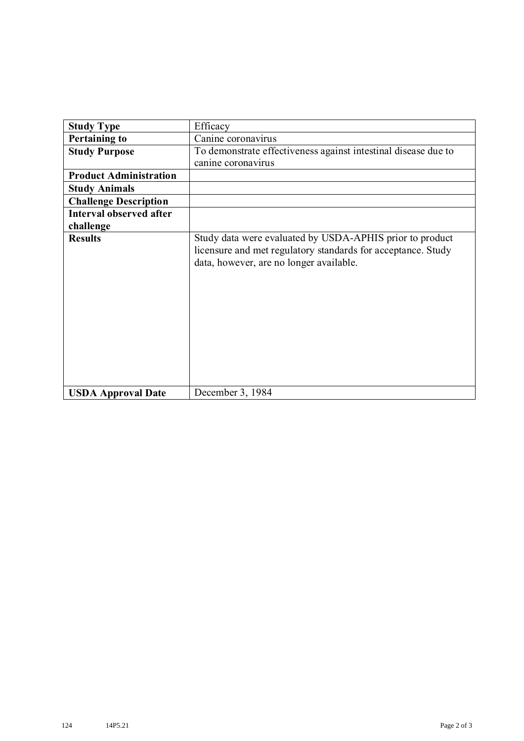| **Study Type** | Efficacy |
| --- | --- |
| **Pertaining to** | Canine coronavirus |
| **Study Purpose** | To demonstrate effectiveness against intestinal disease due to canine coronavirus |
| **Product Administration** | |
| **Study Animals** | |
| **Challenge Description** | |
| **Interval observed after challenge** | |
| **Results** | Study data were evaluated by USDA-APHIS prior to product licensure and met regulatory standards for acceptance. Study data, however, are no longer available. |
| **USDA Approval Date** | December 3, 1984 |

124 14P5.21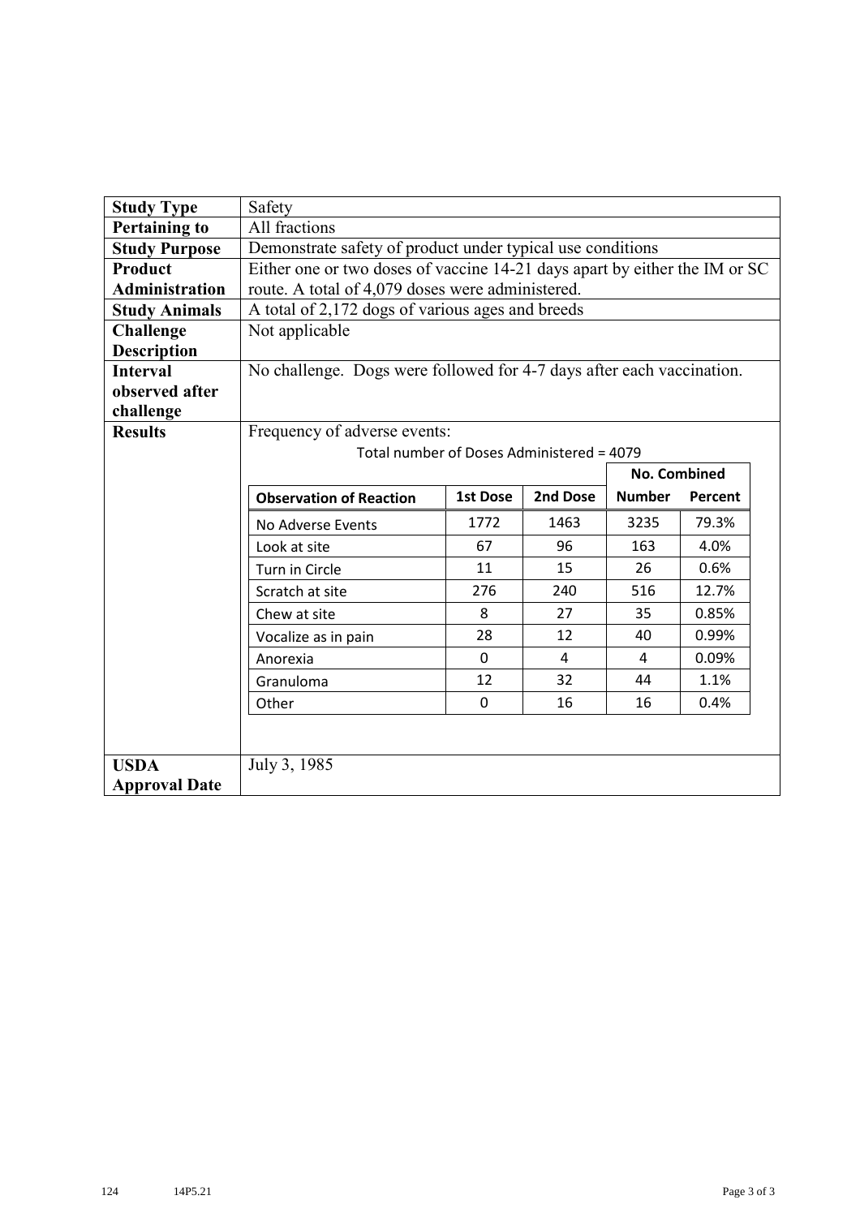| | |
|---|---|
| **Study Type** | Safety |
| **Pertaining to** | All fractions |
| **Study Purpose** | Demonstrate safety of product under typical use conditions |
| **Product Administration** | Either one or two doses of vaccine 14-21 days apart by either the IM or SC route. A total of 4,079 doses were administered. |
| **Study Animals** | A total of 2,172 dogs of various ages and breeds |
| **Challenge Description** | Not applicable |
| **Interval observed after challenge** | No challenge. Dogs were followed for 4-7 days after each vaccination. |
| **Results** | Frequency of adverse events: (see table below) |
| **USDA Approval Date** | July 3, 1985 |

Frequency of adverse events:

Total number of Doses Administered = 4079

| Observation of Reaction | 1st Dose | 2nd Dose | No. Combined | |
|---|---|---|---|---|
| | | | Number | Percent |
| No Adverse Events | 1772 | 1463 | 3235 | 79.3% |
| Look at site | 67 | 96 | 163 | 4.0% |
| Turn in Circle | 11 | 15 | 26 | 0.6% |
| Scratch at site | 276 | 240 | 516 | 12.7% |
| Chew at site | 8 | 27 | 35 | 0.85% |
| Vocalize as in pain | 28 | 12 | 40 | 0.99% |
| Anorexia | 0 | 4 | 4 | 0.09% |
| Granuloma | 12 | 32 | 44 | 1.1% |
| Other | 0 | 16 | 16 | 0.4% |

124 14P5.21